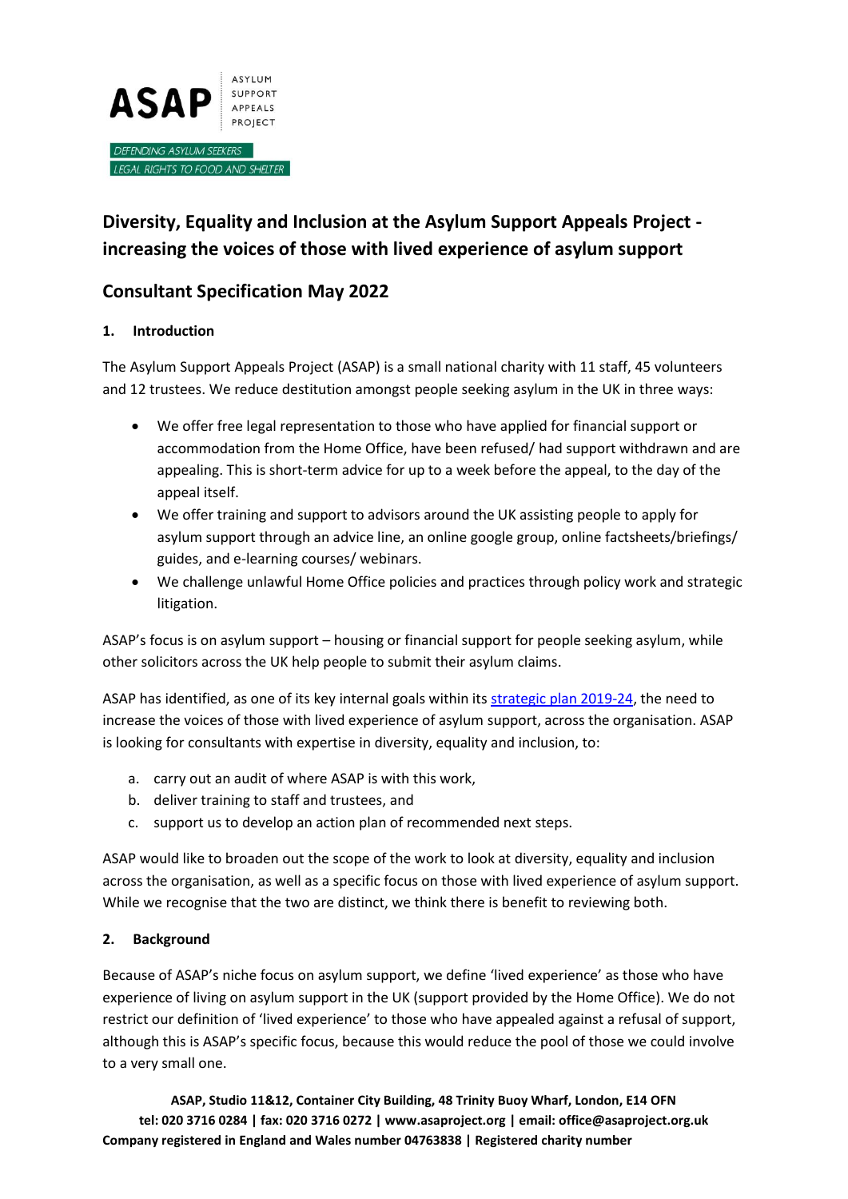ASAP | ASYLUM SUPPORT APPEALS PROJECT

DEFENDING ASYLUM SEEKERS LEGAL RIGHTS TO FOOD AND SHELTER

## Diversity, Equality and Inclusion at the Asylum Support Appeals Project - increasing the voices of those with lived experience of asylum support

## Consultant Specification May 2022

### 1. Introduction

The Asylum Support Appeals Project (ASAP) is a small national charity with 11 staff, 45 volunteers and 12 trustees. We reduce destitution amongst people seeking asylum in the UK in three ways:

- We offer free legal representation to those who have applied for financial support or accommodation from the Home Office, have been refused/ had support withdrawn and are appealing. This is short-term advice for up to a week before the appeal, to the day of the appeal itself.
- We offer training and support to advisors around the UK assisting people to apply for asylum support through an advice line, an online google group, online factsheets/briefings/ guides, and e-learning courses/ webinars.
- We challenge unlawful Home Office policies and practices through policy work and strategic litigation.

ASAP's focus is on asylum support – housing or financial support for people seeking asylum, while other solicitors across the UK help people to submit their asylum claims.

ASAP has identified, as one of its key internal goals within its strategic plan 2019-24, the need to increase the voices of those with lived experience of asylum support, across the organisation. ASAP is looking for consultants with expertise in diversity, equality and inclusion, to:

a. carry out an audit of where ASAP is with this work,
b. deliver training to staff and trustees, and
c. support us to develop an action plan of recommended next steps.

ASAP would like to broaden out the scope of the work to look at diversity, equality and inclusion across the organisation, as well as a specific focus on those with lived experience of asylum support. While we recognise that the two are distinct, we think there is benefit to reviewing both.

### 2. Background

Because of ASAP's niche focus on asylum support, we define 'lived experience' as those who have experience of living on asylum support in the UK (support provided by the Home Office). We do not restrict our definition of 'lived experience' to those who have appealed against a refusal of support, although this is ASAP's specific focus, because this would reduce the pool of those we could involve to a very small one.

**ASAP, Studio 11&12, Container City Building, 48 Trinity Buoy Wharf, London, E14 OFN**
**tel: 020 3716 0284 | fax: 020 3716 0272 | www.asaproject.org | email: office@asaproject.org.uk**
**Company registered in England and Wales number 04763838 | Registered charity number**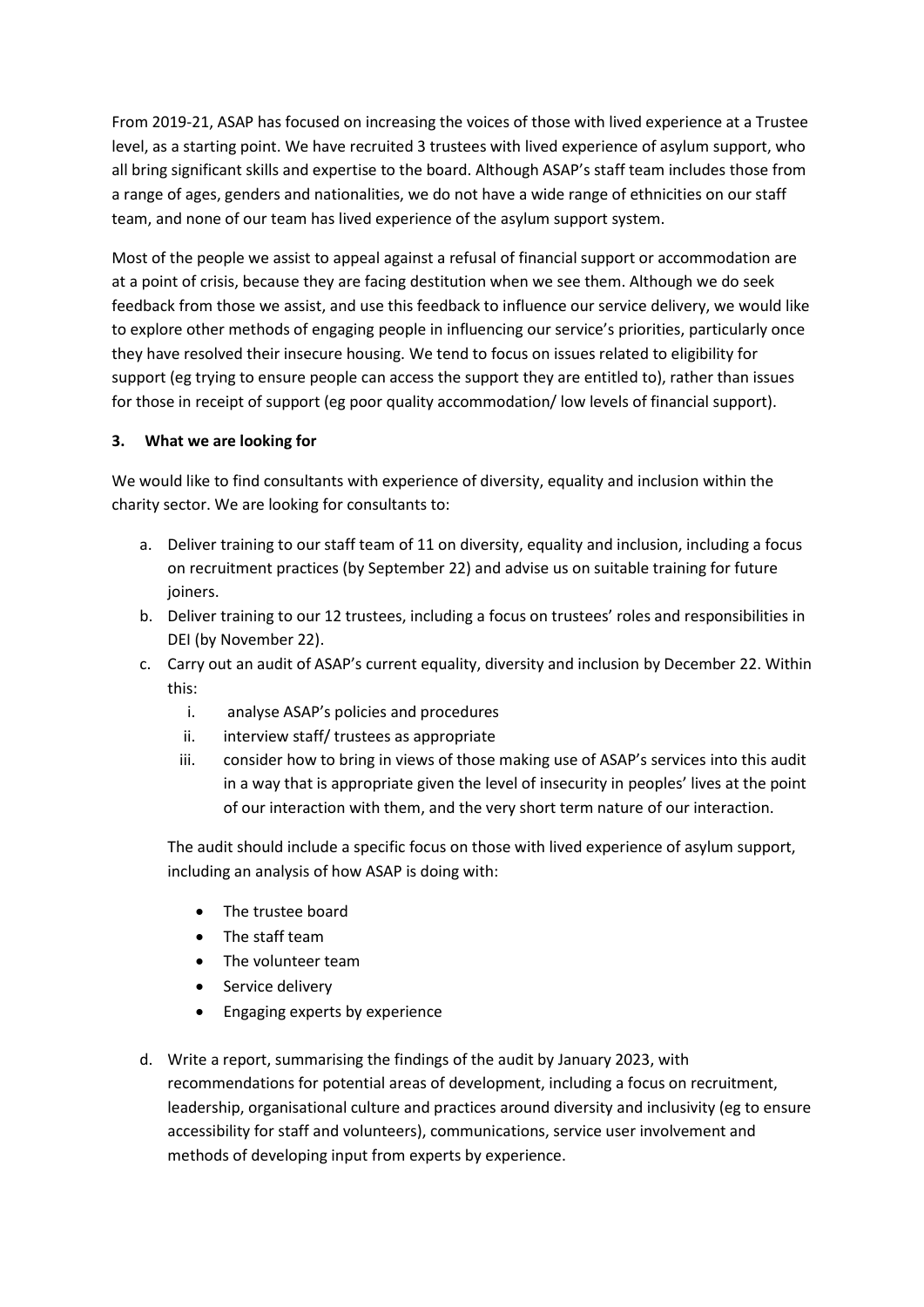From 2019-21, ASAP has focused on increasing the voices of those with lived experience at a Trustee level, as a starting point. We have recruited 3 trustees with lived experience of asylum support, who all bring significant skills and expertise to the board. Although ASAP's staff team includes those from a range of ages, genders and nationalities, we do not have a wide range of ethnicities on our staff team, and none of our team has lived experience of the asylum support system.

Most of the people we assist to appeal against a refusal of financial support or accommodation are at a point of crisis, because they are facing destitution when we see them. Although we do seek feedback from those we assist, and use this feedback to influence our service delivery, we would like to explore other methods of engaging people in influencing our service's priorities, particularly once they have resolved their insecure housing. We tend to focus on issues related to eligibility for support (eg trying to ensure people can access the support they are entitled to), rather than issues for those in receipt of support (eg poor quality accommodation/ low levels of financial support).

### 3. What we are looking for

We would like to find consultants with experience of diversity, equality and inclusion within the charity sector. We are looking for consultants to:

a. Deliver training to our staff team of 11 on diversity, equality and inclusion, including a focus on recruitment practices (by September 22) and advise us on suitable training for future joiners.

b. Deliver training to our 12 trustees, including a focus on trustees' roles and responsibilities in DEI (by November 22).

c. Carry out an audit of ASAP's current equality, diversity and inclusion by December 22. Within this:

   i. analyse ASAP's policies and procedures

   ii. interview staff/ trustees as appropriate

   iii. consider how to bring in views of those making use of ASAP's services into this audit in a way that is appropriate given the level of insecurity in peoples' lives at the point of our interaction with them, and the very short term nature of our interaction.

   The audit should include a specific focus on those with lived experience of asylum support, including an analysis of how ASAP is doing with:

   - The trustee board
   - The staff team
   - The volunteer team
   - Service delivery
   - Engaging experts by experience

d. Write a report, summarising the findings of the audit by January 2023, with recommendations for potential areas of development, including a focus on recruitment, leadership, organisational culture and practices around diversity and inclusivity (eg to ensure accessibility for staff and volunteers), communications, service user involvement and methods of developing input from experts by experience.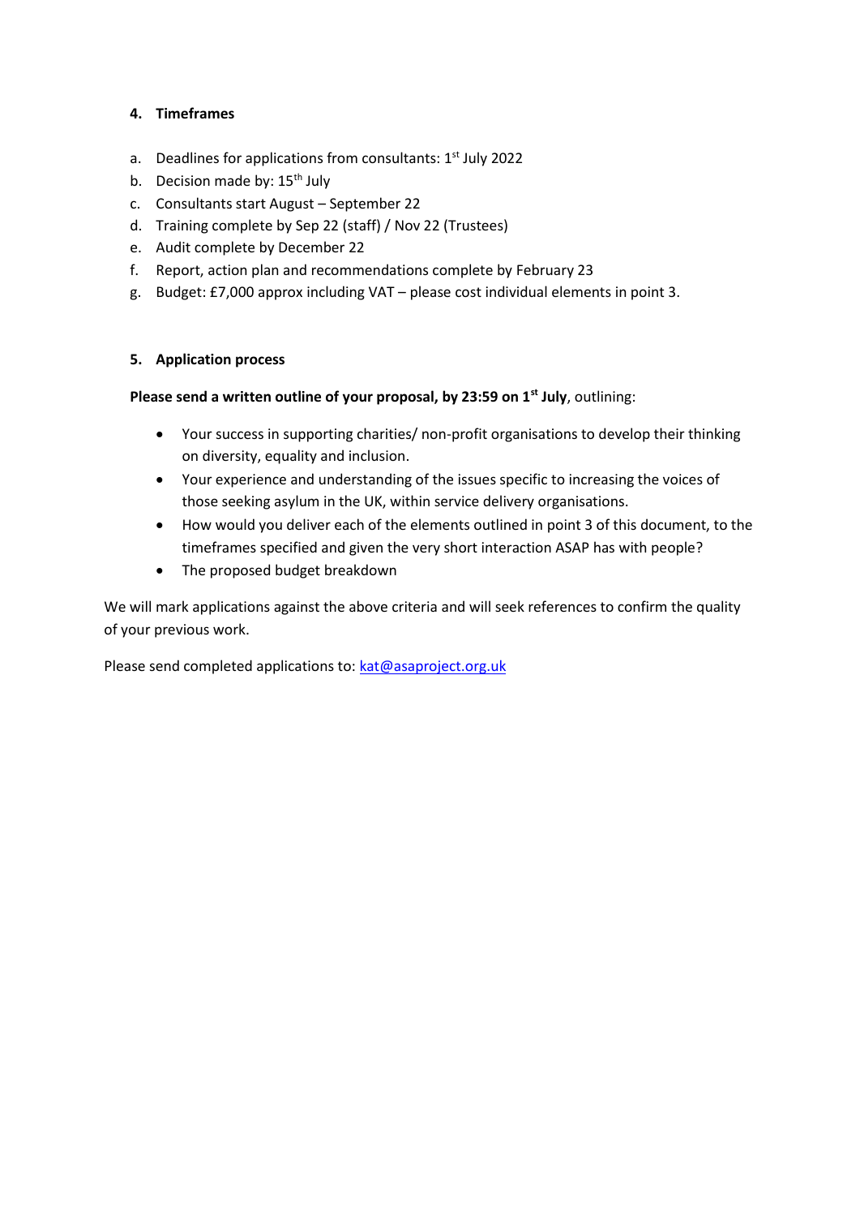## 4. Timeframes

a. Deadlines for applications from consultants: 1st July 2022
b. Decision made by: 15th July
c. Consultants start August – September 22
d. Training complete by Sep 22 (staff) / Nov 22 (Trustees)
e. Audit complete by December 22
f. Report, action plan and recommendations complete by February 23
g. Budget: £7,000 approx including VAT – please cost individual elements in point 3.

## 5. Application process

**Please send a written outline of your proposal, by 23:59 on 1st July**, outlining:

- Your success in supporting charities/ non-profit organisations to develop their thinking on diversity, equality and inclusion.
- Your experience and understanding of the issues specific to increasing the voices of those seeking asylum in the UK, within service delivery organisations.
- How would you deliver each of the elements outlined in point 3 of this document, to the timeframes specified and given the very short interaction ASAP has with people?
- The proposed budget breakdown

We will mark applications against the above criteria and will seek references to confirm the quality of your previous work.

Please send completed applications to: kat@asaproject.org.uk